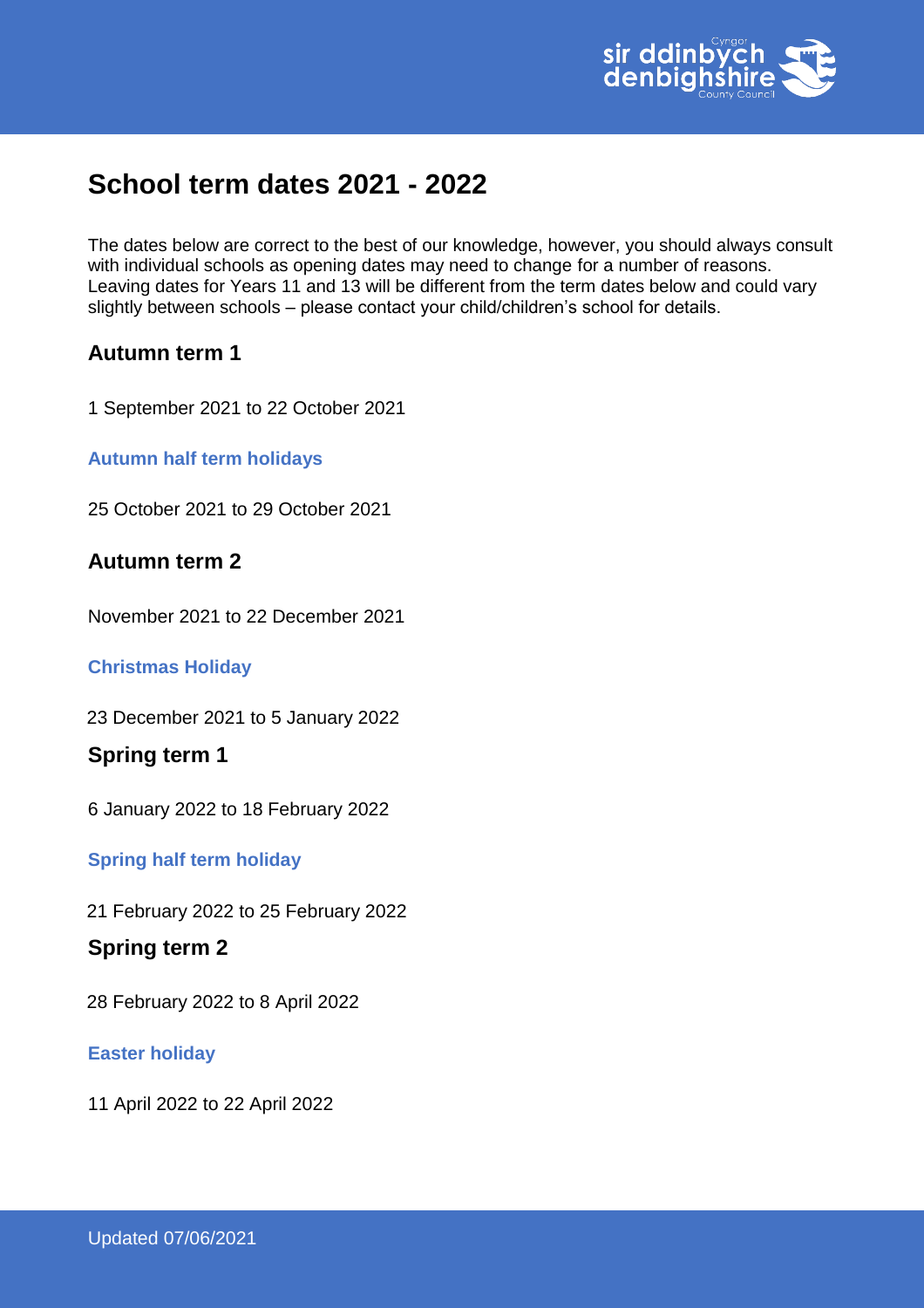# School term dates 2021 - 2022

The dates below are correct to the best of our knowledge, however, you should always consult with individual schools as opening dates may need to change for a number of reasons. Leaving dates for Years 11 and 13 will be different from the term dates below and could vary slightly between schools – please contact your child/children's school for details.

## Autumn term 1

1 September 2021 to 22 October 2021

### Autumn half term holidays

25 October 2021 to 29 October 2021

## Autumn term 2

November 2021 to 22 December 2021

### Christmas Holiday

23 December 2021 to 5 January 2022

## Spring term 1

6 January 2022 to 18 February 2022

### Spring half term holiday

21 February 2022 to 25 February 2022

## Spring term 2

28 February 2022 to 8 April 2022

### Easter holiday

11 April 2022 to 22 April 2022

Updated 07/06/2021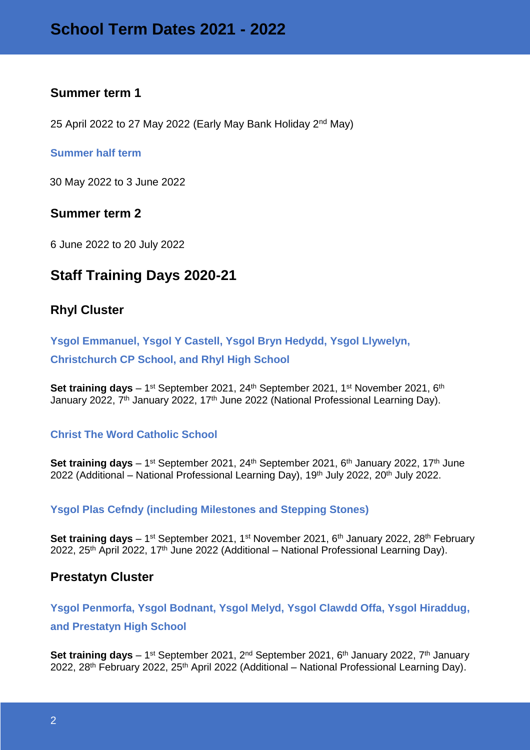## Summer term 1

25 April 2022 to 27 May 2022 (Early May Bank Holiday 2nd May)

### Summer half term

30 May 2022 to 3 June 2022

## Summer term 2

6 June 2022 to 20 July 2022

# Staff Training Days 2020-21

## Rhyl Cluster

### Ysgol Emmanuel, Ysgol Y Castell, Ysgol Bryn Hedydd, Ysgol Llywelyn, Christchurch CP School, and Rhyl High School

**Set training days** – 1st September 2021, 24th September 2021, 1st November 2021, 6th January 2022, 7th January 2022, 17th June 2022 (National Professional Learning Day).

### Christ The Word Catholic School

**Set training days** – 1st September 2021, 24th September 2021, 6th January 2022, 17th June 2022 (Additional – National Professional Learning Day), 19th July 2022, 20th July 2022.

### Ysgol Plas Cefndy (including Milestones and Stepping Stones)

**Set training days** – 1st September 2021, 1st November 2021, 6th January 2022, 28th February 2022, 25th April 2022, 17th June 2022 (Additional – National Professional Learning Day).

## Prestatyn Cluster

### Ysgol Penmorfa, Ysgol Bodnant, Ysgol Melyd, Ysgol Clawdd Offa, Ysgol Hiraddug, and Prestatyn High School

**Set training days** – 1st September 2021, 2nd September 2021, 6th January 2022, 7th January 2022, 28th February 2022, 25th April 2022 (Additional – National Professional Learning Day).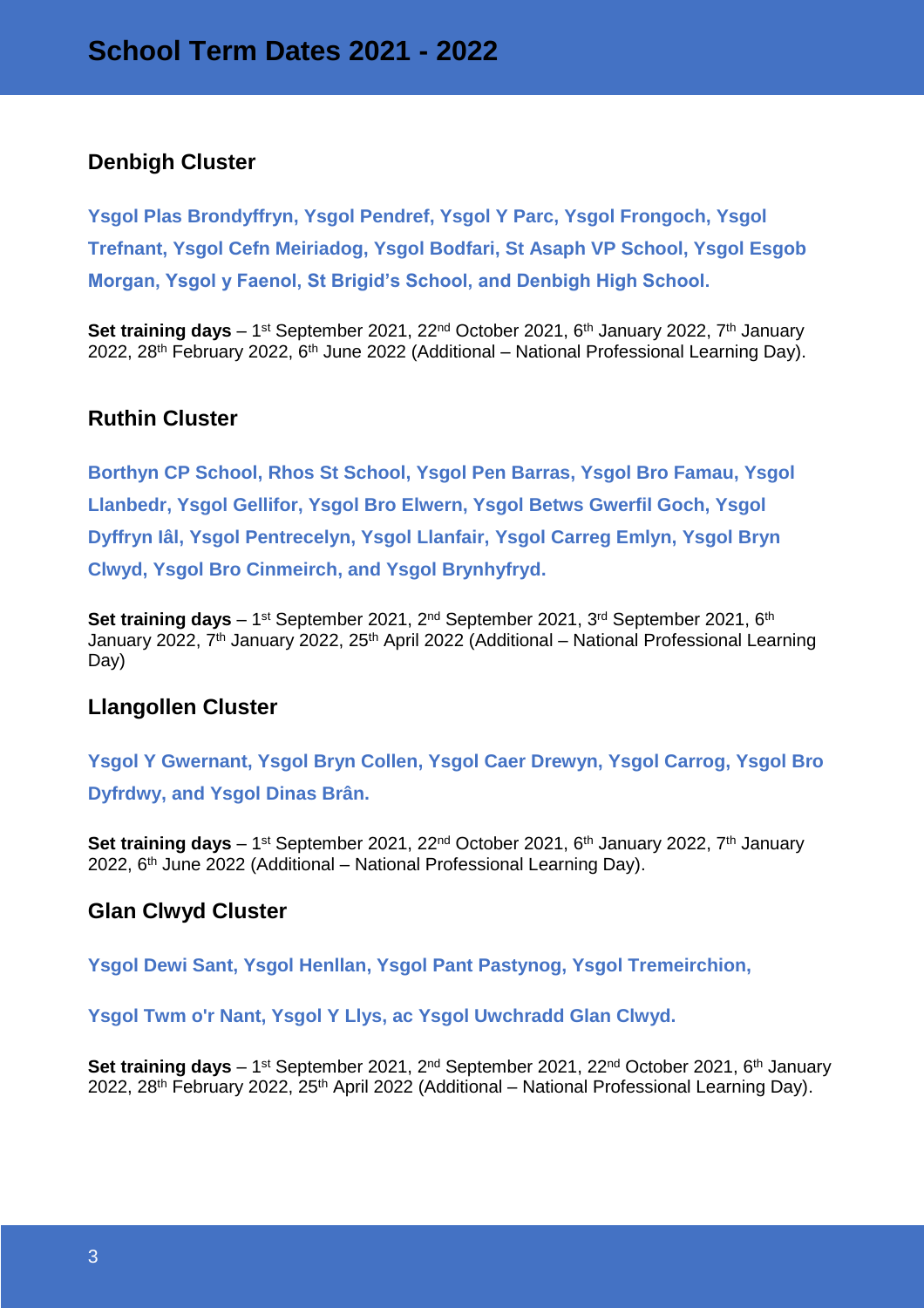# School Term Dates 2021 - 2022

## Denbigh Cluster

**Ysgol Plas Brondyffryn, Ysgol Pendref, Ysgol Y Parc, Ysgol Frongoch, Ysgol Trefnant, Ysgol Cefn Meiriadog, Ysgol Bodfari, St Asaph VP School, Ysgol Esgob Morgan, Ysgol y Faenol, St Brigid's School, and Denbigh High School.**

**Set training days** – 1st September 2021, 22nd October 2021, 6th January 2022, 7th January 2022, 28th February 2022, 6th June 2022 (Additional – National Professional Learning Day).

## Ruthin Cluster

**Borthyn CP School, Rhos St School, Ysgol Pen Barras, Ysgol Bro Famau, Ysgol Llanbedr, Ysgol Gellifor, Ysgol Bro Elwern, Ysgol Betws Gwerfil Goch, Ysgol Dyffryn Iâl, Ysgol Pentrecelyn, Ysgol Llanfair, Ysgol Carreg Emlyn, Ysgol Bryn Clwyd, Ysgol Bro Cinmeirch, and Ysgol Brynhyfryd.**

**Set training days** – 1st September 2021, 2nd September 2021, 3rd September 2021, 6th January 2022, 7th January 2022, 25th April 2022 (Additional – National Professional Learning Day)

## Llangollen Cluster

**Ysgol Y Gwernant, Ysgol Bryn Collen, Ysgol Caer Drewyn, Ysgol Carrog, Ysgol Bro Dyfrdwy, and Ysgol Dinas Brân.**

**Set training days** – 1st September 2021, 22nd October 2021, 6th January 2022, 7th January 2022, 6th June 2022 (Additional – National Professional Learning Day).

## Glan Clwyd Cluster

**Ysgol Dewi Sant, Ysgol Henllan, Ysgol Pant Pastynog, Ysgol Tremeirchion,**

**Ysgol Twm o'r Nant, Ysgol Y Llys, ac Ysgol Uwchradd Glan Clwyd.**

**Set training days** – 1st September 2021, 2nd September 2021, 22nd October 2021, 6th January 2022, 28th February 2022, 25th April 2022 (Additional – National Professional Learning Day).